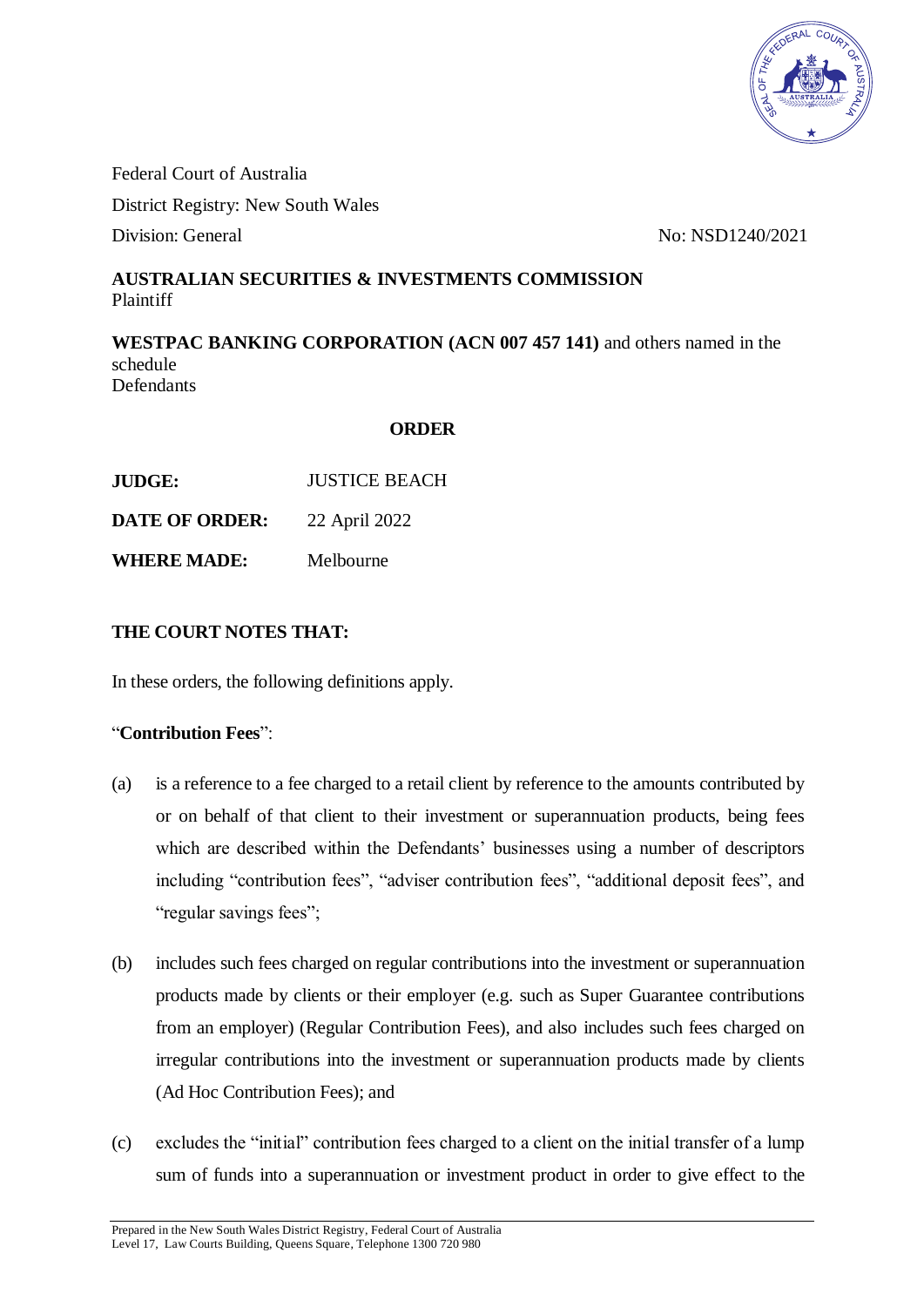Federal Court of Australia

District Registry: New South Wales

Division: General No: NSD1240/2021

**AUSTRALIAN SECURITIES & INVESTMENTS COMMISSION**
Plaintiff

**WESTPAC BANKING CORPORATION (ACN 007 457 141)** and others named in the schedule
Defendants

**ORDER**

**JUDGE:** JUSTICE BEACH

**DATE OF ORDER:** 22 April 2022

**WHERE MADE:** Melbourne

**THE COURT NOTES THAT:**

In these orders, the following definitions apply.

"**Contribution Fees**":

(a) is a reference to a fee charged to a retail client by reference to the amounts contributed by or on behalf of that client to their investment or superannuation products, being fees which are described within the Defendants' businesses using a number of descriptors including "contribution fees", "adviser contribution fees", "additional deposit fees", and "regular savings fees";

(b) includes such fees charged on regular contributions into the investment or superannuation products made by clients or their employer (e.g. such as Super Guarantee contributions from an employer) (Regular Contribution Fees), and also includes such fees charged on irregular contributions into the investment or superannuation products made by clients (Ad Hoc Contribution Fees); and

(c) excludes the "initial" contribution fees charged to a client on the initial transfer of a lump sum of funds into a superannuation or investment product in order to give effect to the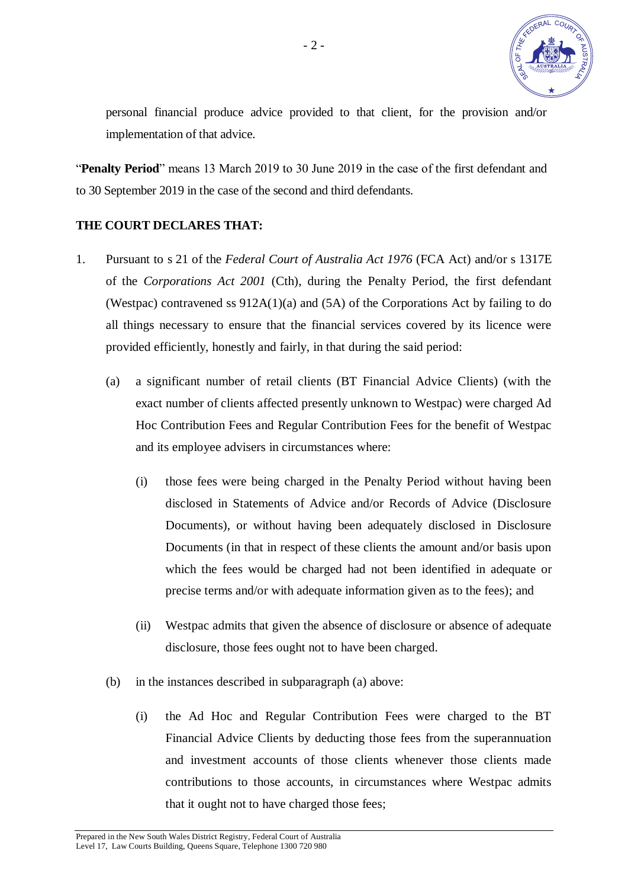personal financial produce advice provided to that client, for the provision and/or implementation of that advice.

"**Penalty Period**" means 13 March 2019 to 30 June 2019 in the case of the first defendant and to 30 September 2019 in the case of the second and third defendants.

**THE COURT DECLARES THAT:**

1. Pursuant to s 21 of the *Federal Court of Australia Act 1976* (FCA Act) and/or s 1317E of the *Corporations Act 2001* (Cth), during the Penalty Period, the first defendant (Westpac) contravened ss 912A(1)(a) and (5A) of the Corporations Act by failing to do all things necessary to ensure that the financial services covered by its licence were provided efficiently, honestly and fairly, in that during the said period:

   (a) a significant number of retail clients (BT Financial Advice Clients) (with the exact number of clients affected presently unknown to Westpac) were charged Ad Hoc Contribution Fees and Regular Contribution Fees for the benefit of Westpac and its employee advisers in circumstances where:

      (i) those fees were being charged in the Penalty Period without having been disclosed in Statements of Advice and/or Records of Advice (Disclosure Documents), or without having been adequately disclosed in Disclosure Documents (in that in respect of these clients the amount and/or basis upon which the fees would be charged had not been identified in adequate or precise terms and/or with adequate information given as to the fees); and

      (ii) Westpac admits that given the absence of disclosure or absence of adequate disclosure, those fees ought not to have been charged.

   (b) in the instances described in subparagraph (a) above:

      (i) the Ad Hoc and Regular Contribution Fees were charged to the BT Financial Advice Clients by deducting those fees from the superannuation and investment accounts of those clients whenever those clients made contributions to those accounts, in circumstances where Westpac admits that it ought not to have charged those fees;

Prepared in the New South Wales District Registry, Federal Court of Australia
Level 17, Law Courts Building, Queens Square, Telephone 1300 720 980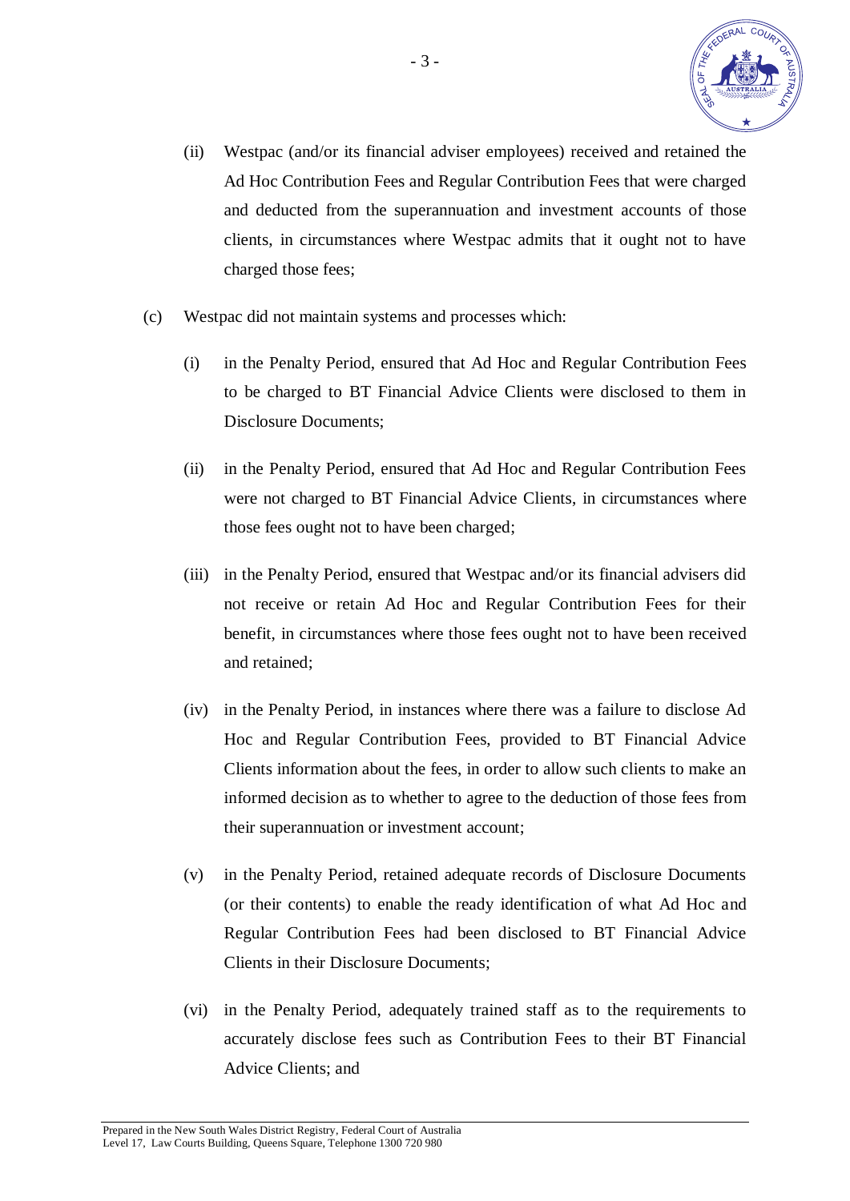(ii) Westpac (and/or its financial adviser employees) received and retained the Ad Hoc Contribution Fees and Regular Contribution Fees that were charged and deducted from the superannuation and investment accounts of those clients, in circumstances where Westpac admits that it ought not to have charged those fees;

(c) Westpac did not maintain systems and processes which:

(i) in the Penalty Period, ensured that Ad Hoc and Regular Contribution Fees to be charged to BT Financial Advice Clients were disclosed to them in Disclosure Documents;

(ii) in the Penalty Period, ensured that Ad Hoc and Regular Contribution Fees were not charged to BT Financial Advice Clients, in circumstances where those fees ought not to have been charged;

(iii) in the Penalty Period, ensured that Westpac and/or its financial advisers did not receive or retain Ad Hoc and Regular Contribution Fees for their benefit, in circumstances where those fees ought not to have been received and retained;

(iv) in the Penalty Period, in instances where there was a failure to disclose Ad Hoc and Regular Contribution Fees, provided to BT Financial Advice Clients information about the fees, in order to allow such clients to make an informed decision as to whether to agree to the deduction of those fees from their superannuation or investment account;

(v) in the Penalty Period, retained adequate records of Disclosure Documents (or their contents) to enable the ready identification of what Ad Hoc and Regular Contribution Fees had been disclosed to BT Financial Advice Clients in their Disclosure Documents;

(vi) in the Penalty Period, adequately trained staff as to the requirements to accurately disclose fees such as Contribution Fees to their BT Financial Advice Clients; and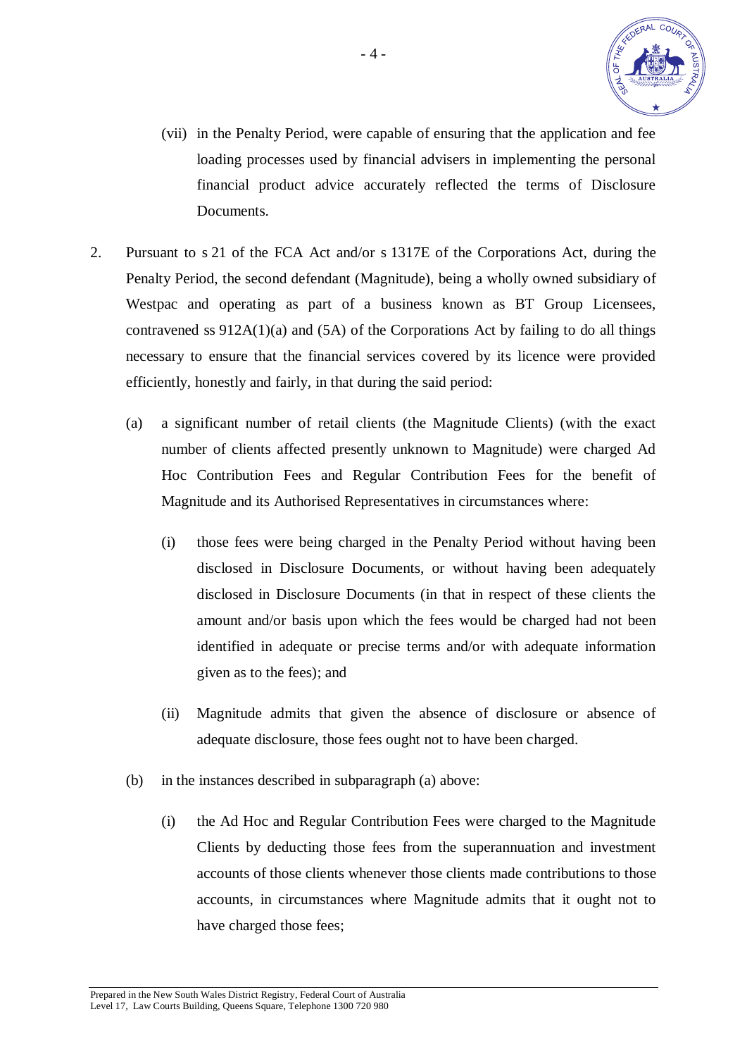(vii) in the Penalty Period, were capable of ensuring that the application and fee loading processes used by financial advisers in implementing the personal financial product advice accurately reflected the terms of Disclosure Documents.

2. Pursuant to s 21 of the FCA Act and/or s 1317E of the Corporations Act, during the Penalty Period, the second defendant (Magnitude), being a wholly owned subsidiary of Westpac and operating as part of a business known as BT Group Licensees, contravened ss 912A(1)(a) and (5A) of the Corporations Act by failing to do all things necessary to ensure that the financial services covered by its licence were provided efficiently, honestly and fairly, in that during the said period:

   (a) a significant number of retail clients (the Magnitude Clients) (with the exact number of clients affected presently unknown to Magnitude) were charged Ad Hoc Contribution Fees and Regular Contribution Fees for the benefit of Magnitude and its Authorised Representatives in circumstances where:

      (i) those fees were being charged in the Penalty Period without having been disclosed in Disclosure Documents, or without having been adequately disclosed in Disclosure Documents (in that in respect of these clients the amount and/or basis upon which the fees would be charged had not been identified in adequate or precise terms and/or with adequate information given as to the fees); and

      (ii) Magnitude admits that given the absence of disclosure or absence of adequate disclosure, those fees ought not to have been charged.

   (b) in the instances described in subparagraph (a) above:

      (i) the Ad Hoc and Regular Contribution Fees were charged to the Magnitude Clients by deducting those fees from the superannuation and investment accounts of those clients whenever those clients made contributions to those accounts, in circumstances where Magnitude admits that it ought not to have charged those fees;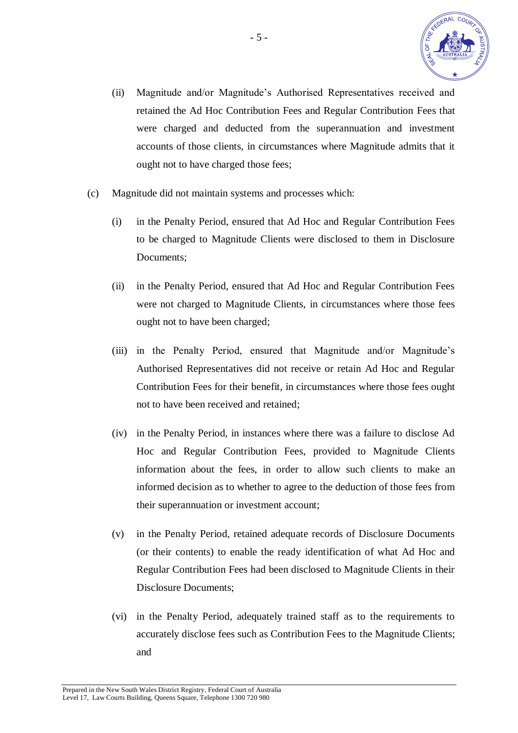(ii) Magnitude and/or Magnitude's Authorised Representatives received and retained the Ad Hoc Contribution Fees and Regular Contribution Fees that were charged and deducted from the superannuation and investment accounts of those clients, in circumstances where Magnitude admits that it ought not to have charged those fees;

(c) Magnitude did not maintain systems and processes which:

(i) in the Penalty Period, ensured that Ad Hoc and Regular Contribution Fees to be charged to Magnitude Clients were disclosed to them in Disclosure Documents;

(ii) in the Penalty Period, ensured that Ad Hoc and Regular Contribution Fees were not charged to Magnitude Clients, in circumstances where those fees ought not to have been charged;

(iii) in the Penalty Period, ensured that Magnitude and/or Magnitude's Authorised Representatives did not receive or retain Ad Hoc and Regular Contribution Fees for their benefit, in circumstances where those fees ought not to have been received and retained;

(iv) in the Penalty Period, in instances where there was a failure to disclose Ad Hoc and Regular Contribution Fees, provided to Magnitude Clients information about the fees, in order to allow such clients to make an informed decision as to whether to agree to the deduction of those fees from their superannuation or investment account;

(v) in the Penalty Period, retained adequate records of Disclosure Documents (or their contents) to enable the ready identification of what Ad Hoc and Regular Contribution Fees had been disclosed to Magnitude Clients in their Disclosure Documents;

(vi) in the Penalty Period, adequately trained staff as to the requirements to accurately disclose fees such as Contribution Fees to the Magnitude Clients; and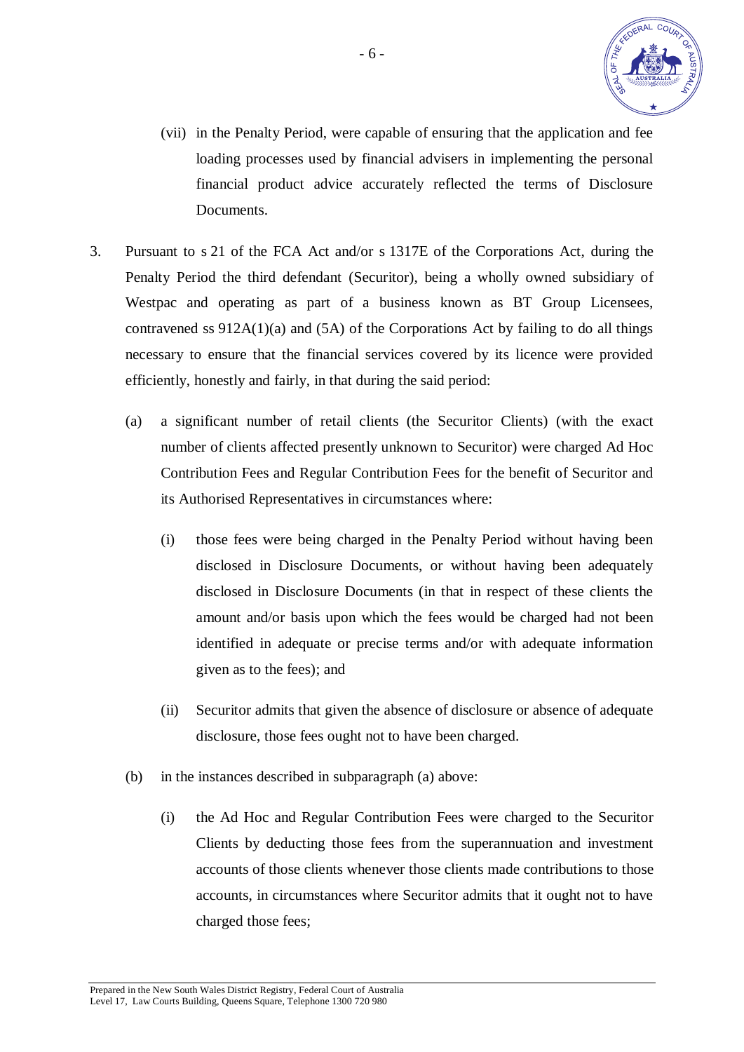(vii) in the Penalty Period, were capable of ensuring that the application and fee loading processes used by financial advisers in implementing the personal financial product advice accurately reflected the terms of Disclosure Documents.

3. Pursuant to s 21 of the FCA Act and/or s 1317E of the Corporations Act, during the Penalty Period the third defendant (Securitor), being a wholly owned subsidiary of Westpac and operating as part of a business known as BT Group Licensees, contravened ss 912A(1)(a) and (5A) of the Corporations Act by failing to do all things necessary to ensure that the financial services covered by its licence were provided efficiently, honestly and fairly, in that during the said period:

   (a) a significant number of retail clients (the Securitor Clients) (with the exact number of clients affected presently unknown to Securitor) were charged Ad Hoc Contribution Fees and Regular Contribution Fees for the benefit of Securitor and its Authorised Representatives in circumstances where:

      (i) those fees were being charged in the Penalty Period without having been disclosed in Disclosure Documents, or without having been adequately disclosed in Disclosure Documents (in that in respect of these clients the amount and/or basis upon which the fees would be charged had not been identified in adequate or precise terms and/or with adequate information given as to the fees); and

      (ii) Securitor admits that given the absence of disclosure or absence of adequate disclosure, those fees ought not to have been charged.

   (b) in the instances described in subparagraph (a) above:

      (i) the Ad Hoc and Regular Contribution Fees were charged to the Securitor Clients by deducting those fees from the superannuation and investment accounts of those clients whenever those clients made contributions to those accounts, in circumstances where Securitor admits that it ought not to have charged those fees;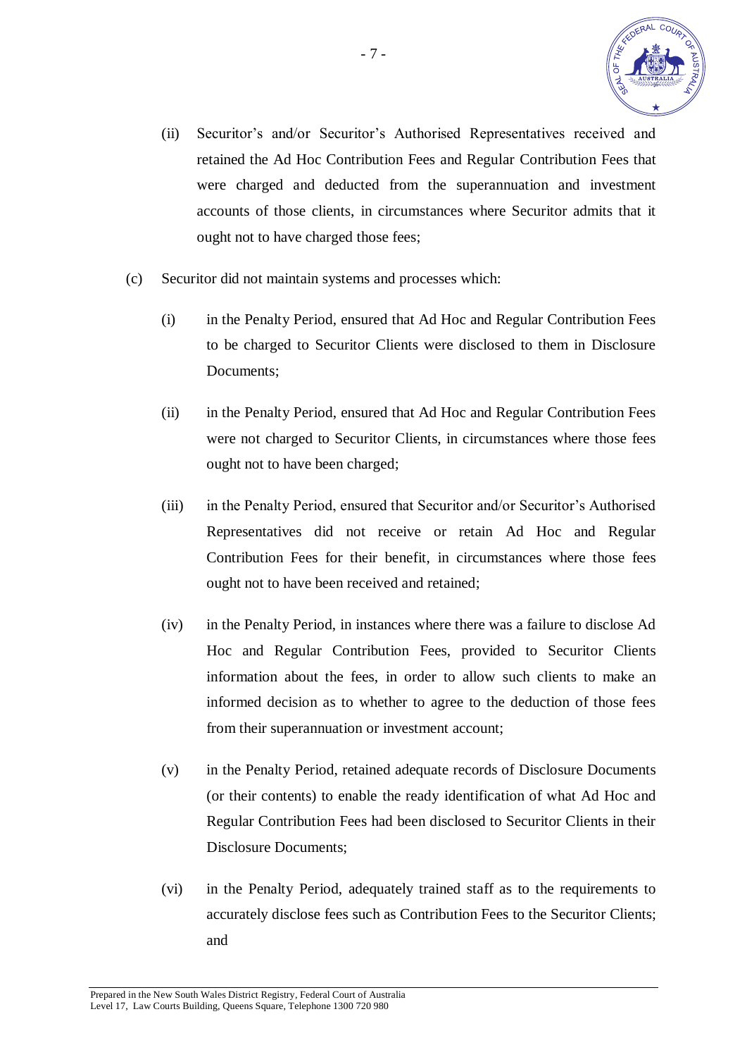(ii) Securitor's and/or Securitor's Authorised Representatives received and retained the Ad Hoc Contribution Fees and Regular Contribution Fees that were charged and deducted from the superannuation and investment accounts of those clients, in circumstances where Securitor admits that it ought not to have charged those fees;

(c) Securitor did not maintain systems and processes which:

(i) in the Penalty Period, ensured that Ad Hoc and Regular Contribution Fees to be charged to Securitor Clients were disclosed to them in Disclosure Documents;

(ii) in the Penalty Period, ensured that Ad Hoc and Regular Contribution Fees were not charged to Securitor Clients, in circumstances where those fees ought not to have been charged;

(iii) in the Penalty Period, ensured that Securitor and/or Securitor's Authorised Representatives did not receive or retain Ad Hoc and Regular Contribution Fees for their benefit, in circumstances where those fees ought not to have been received and retained;

(iv) in the Penalty Period, in instances where there was a failure to disclose Ad Hoc and Regular Contribution Fees, provided to Securitor Clients information about the fees, in order to allow such clients to make an informed decision as to whether to agree to the deduction of those fees from their superannuation or investment account;

(v) in the Penalty Period, retained adequate records of Disclosure Documents (or their contents) to enable the ready identification of what Ad Hoc and Regular Contribution Fees had been disclosed to Securitor Clients in their Disclosure Documents;

(vi) in the Penalty Period, adequately trained staff as to the requirements to accurately disclose fees such as Contribution Fees to the Securitor Clients; and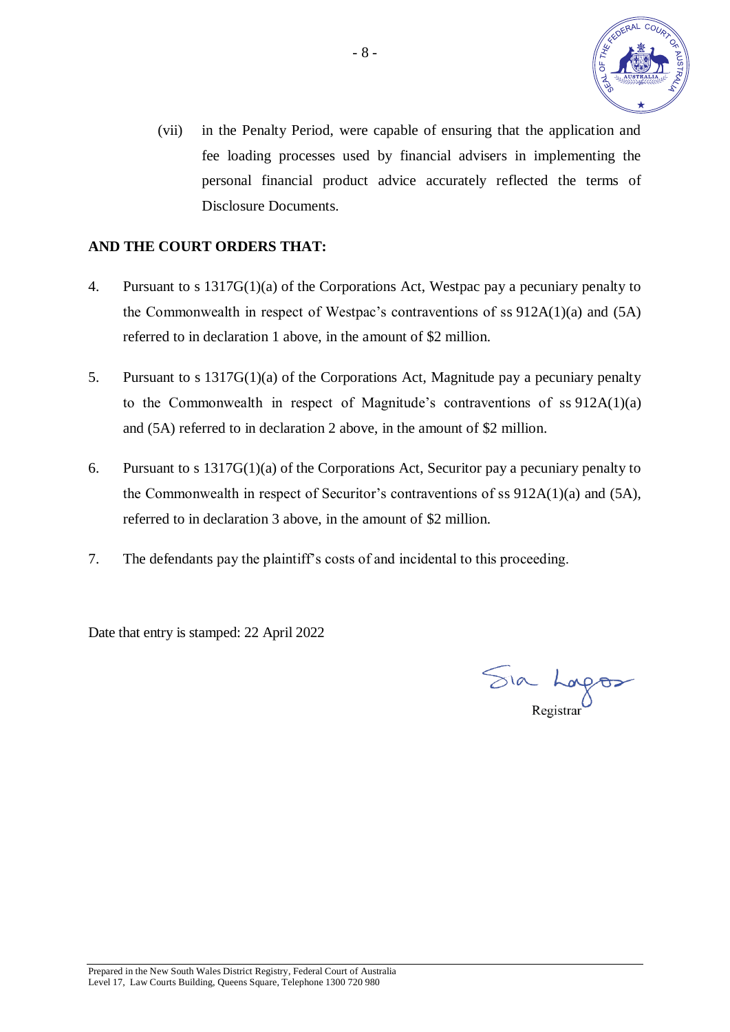(vii) in the Penalty Period, were capable of ensuring that the application and fee loading processes used by financial advisers in implementing the personal financial product advice accurately reflected the terms of Disclosure Documents.

**AND THE COURT ORDERS THAT:**

4. Pursuant to s 1317G(1)(a) of the Corporations Act, Westpac pay a pecuniary penalty to the Commonwealth in respect of Westpac's contraventions of ss 912A(1)(a) and (5A) referred to in declaration 1 above, in the amount of $2 million.

5. Pursuant to s 1317G(1)(a) of the Corporations Act, Magnitude pay a pecuniary penalty to the Commonwealth in respect of Magnitude's contraventions of ss 912A(1)(a) and (5A) referred to in declaration 2 above, in the amount of $2 million.

6. Pursuant to s 1317G(1)(a) of the Corporations Act, Securitor pay a pecuniary penalty to the Commonwealth in respect of Securitor's contraventions of ss 912A(1)(a) and (5A), referred to in declaration 3 above, in the amount of $2 million.

7. The defendants pay the plaintiff's costs of and incidental to this proceeding.

Date that entry is stamped: 22 April 2022

Registrar

Prepared in the New South Wales District Registry, Federal Court of Australia
Level 17, Law Courts Building, Queens Square, Telephone 1300 720 980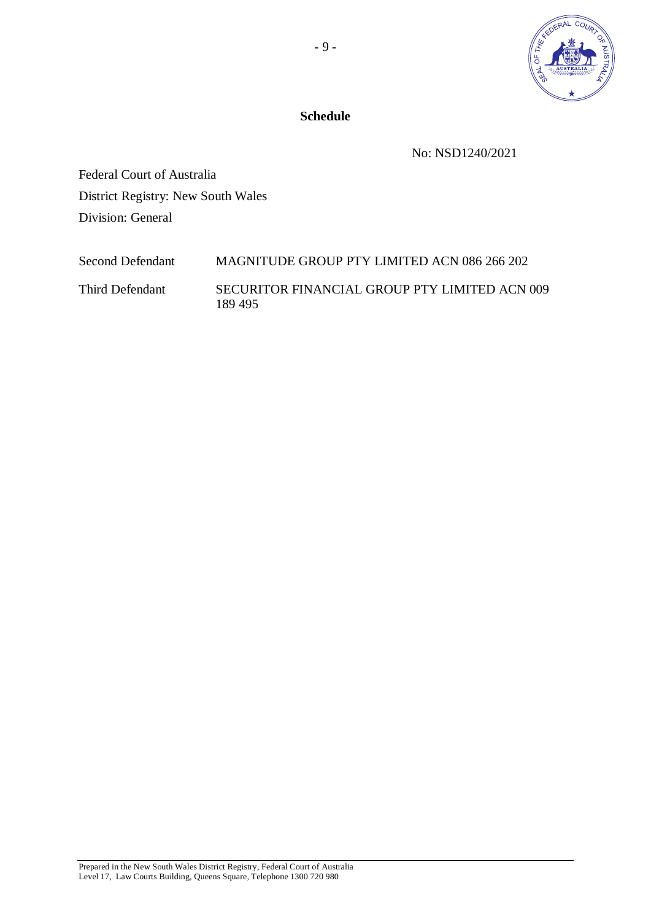**Schedule**

No: NSD1240/2021

Federal Court of Australia

District Registry: New South Wales

Division: General

| | |
|---|---|
| Second Defendant | MAGNITUDE GROUP PTY LIMITED ACN 086 266 202 |
| Third Defendant | SECURITOR FINANCIAL GROUP PTY LIMITED ACN 009 189 495 |

Prepared in the New South Wales District Registry, Federal Court of Australia
Level 17, Law Courts Building, Queens Square, Telephone 1300 720 980